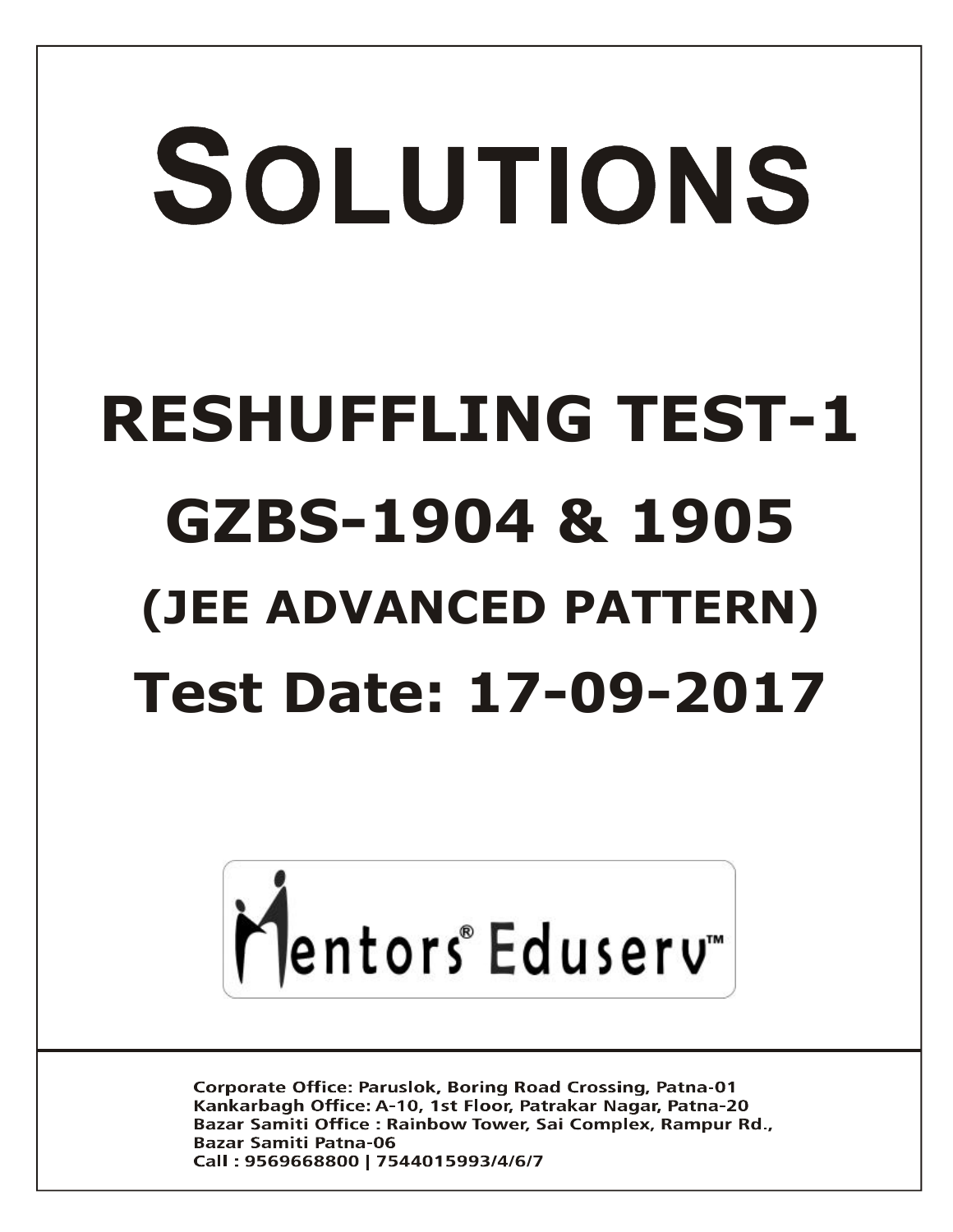# SOLUTIONS

## RESHUFFLING TEST-1

## GZBS-1904 & 1905

## (JEE ADVANCED PATTERN)

## Test Date: 17-09-2017

Mentors® Eduserv™

Corporate Office: Paruslok, Boring Road Crossing, Patna-01
Kankarbagh Office: A-10, 1st Floor, Patrakar Nagar, Patna-20
Bazar Samiti Office : Rainbow Tower, Sai Complex, Rampur Rd., Bazar Samiti Patna-06
Call : 9569668800 | 7544015993/4/6/7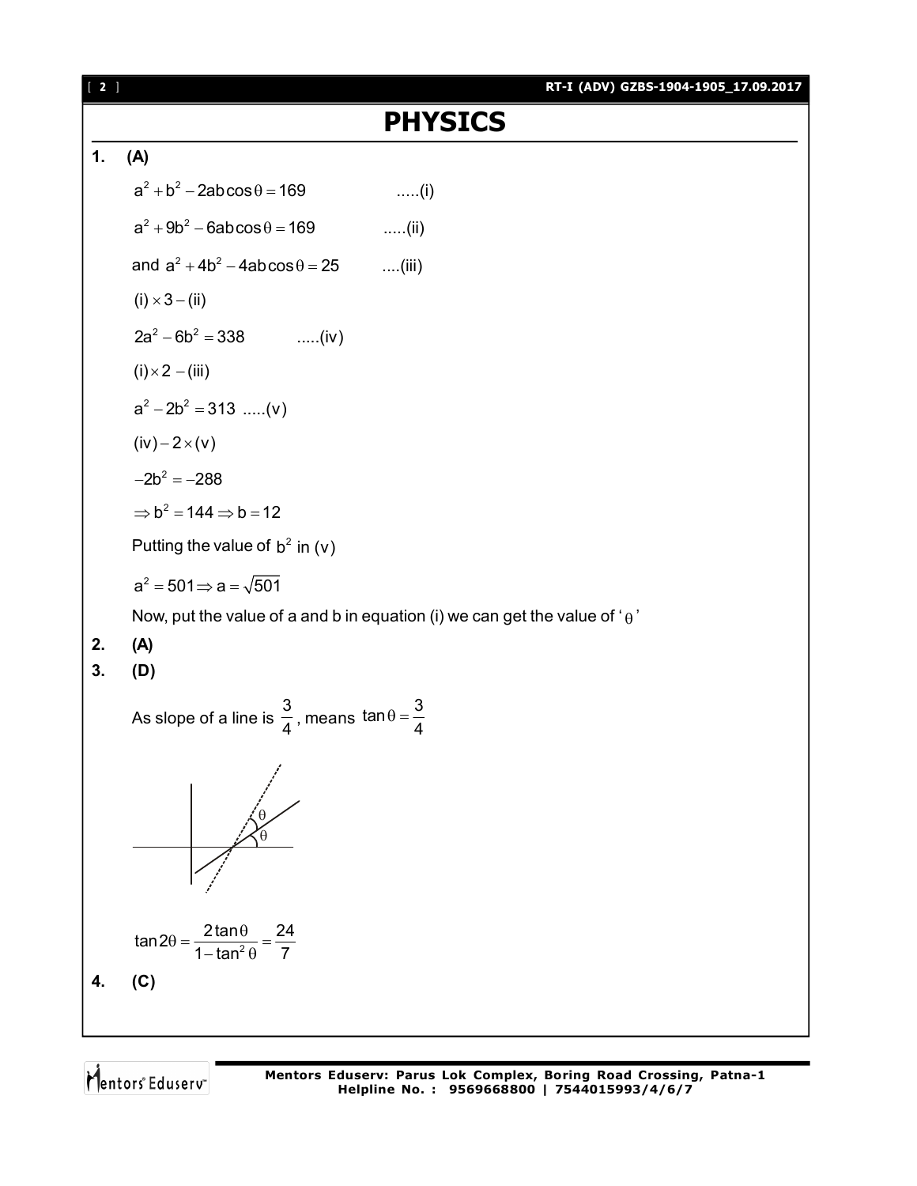# PHYSICS

**1. (A)**

$a^2 + b^2 - 2ab\cos\theta = 169$ .....(i)

$a^2 + 9b^2 - 6ab\cos\theta = 169$ .....(ii)

and $a^2 + 4b^2 - 4ab\cos\theta = 25$ ....(iii)

(i) $\times 3 -$ (ii)

$2a^2 - 6b^2 = 338$ .....(iv)

(i)$\times 2 -$ (iii)

$a^2 - 2b^2 = 313$ .....(v)

(iv) $- 2\times$(v)

$-2b^2 = -288$

$\Rightarrow b^2 = 144 \Rightarrow b = 12$

Putting the value of $b^2$ in (v)

$a^2 = 501 \Rightarrow a = \sqrt{501}$

Now, put the value of a and b in equation (i) we can get the value of '$\theta$'

**2. (A)**

**3. (D)**

As slope of a line is $\frac{3}{4}$, means $\tan\theta = \frac{3}{4}$

$$\tan 2\theta = \frac{2\tan\theta}{1-\tan^2\theta} = \frac{24}{7}$$

**4. (C)**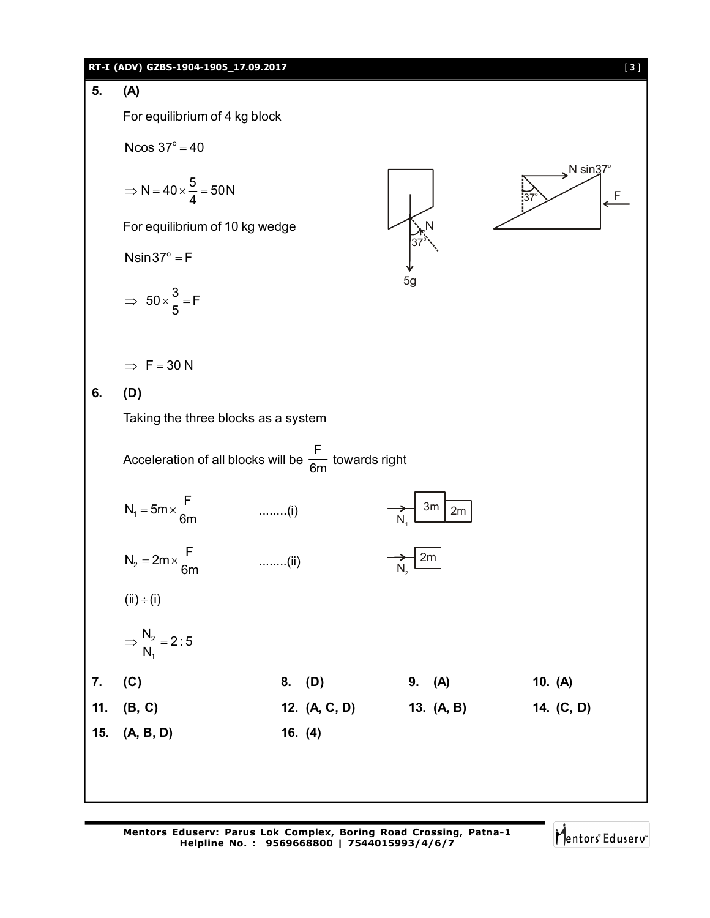**5.** **(A)**

For equilibrium of 4 kg block

$N\cos 37^\circ = 40$

$\Rightarrow N = 40 \times \frac{5}{4} = 50\,N$

For equilibrium of 10 kg wedge

$N\sin 37^\circ = F$

$\Rightarrow \ 50 \times \frac{3}{5} = F$

$\Rightarrow \ F = 30\ N$

**6.** **(D)**

Taking the three blocks as a system

Acceleration of all blocks will be $\frac{F}{6m}$ towards right

$N_1 = 5m \times \frac{F}{6m}$ ........(i)

$N_2 = 2m \times \frac{F}{6m}$ ........(ii)

$(ii) \div (i)$

$\Rightarrow \frac{N_2}{N_1} = 2:5$

**7.** **(C)** **8.** **(D)** **9.** **(A)** **10.** **(A)**

**11.** **(B, C)** **12.** **(A, C, D)** **13.** **(A, B)** **14.** **(C, D)**

**15.** **(A, B, D)** **16.** **(4)**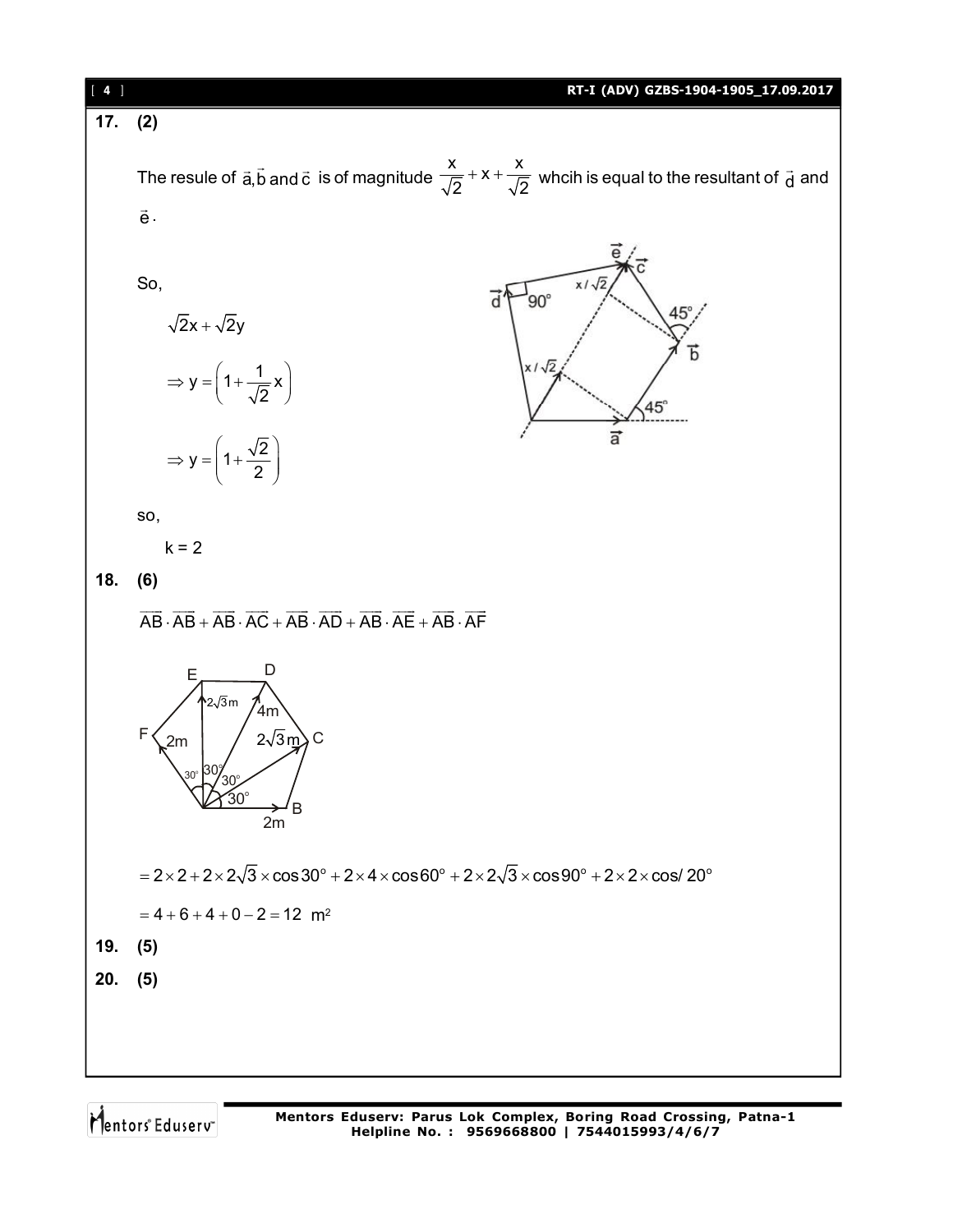**17. (2)**

The resule of $\vec{a}, \vec{b}$ and $\vec{c}$ is of magnitude $\frac{x}{\sqrt{2}} + x + \frac{x}{\sqrt{2}}$ whcih is equal to the resultant of $\vec{d}$ and $\vec{e}$.

So,

$$\sqrt{2}x + \sqrt{2}y$$

$$\Rightarrow y = \left(1 + \frac{1}{\sqrt{2}}x\right)$$

$$\Rightarrow y = \left(1 + \frac{\sqrt{2}}{2}\right)$$

so,

$k = 2$

**18. (6)**

$$\overline{AB} \cdot \overline{AB} + \overline{AB} \cdot \overline{AC} + \overline{AB} \cdot \overline{AD} + \overline{AB} \cdot \overline{AE} + \overline{AB} \cdot \overline{AF}$$

$$= 2 \times 2 + 2 \times 2\sqrt{3} \times \cos 30^\circ + 2 \times 4 \times \cos 60^\circ + 2 \times 2\sqrt{3} \times \cos 90^\circ + 2 \times 2 \times \cos/\,20^\circ$$

$$= 4 + 6 + 4 + 0 - 2 = 12 \ \text{m}^2$$

**19. (5)**

**20. (5)**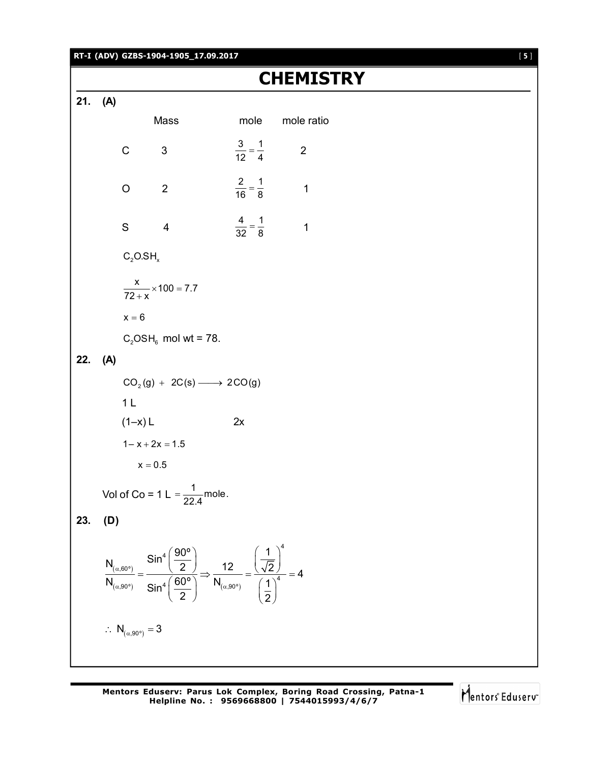# CHEMISTRY

**21. (A)**

| | Mass | mole | mole ratio |
|---|---|---|---|
| C | 3 | $\frac{3}{12}=\frac{1}{4}$ | 2 |
| O | 2 | $\frac{2}{16}=\frac{1}{8}$ | 1 |
| S | 4 | $\frac{4}{32}=\frac{1}{8}$ | 1 |

$C_2O.SH_x$

$$\frac{x}{72+x}\times 100 = 7.7$$

$x = 6$

$C_2OSH_6$ mol wt = 78.

**22. (A)**

$$CO_2(g) + 2C(s) \longrightarrow 2CO(g)$$

1 L

$(1-x)$ L $\qquad$ 2x

$1 - x + 2x = 1.5$

$x = 0.5$

Vol of Co = 1 L $= \frac{1}{22.4}$ mole.

**23. (D)**

$$\frac{N_{(\alpha,60^\circ)}}{N_{(\alpha,90^\circ)}} = \frac{\text{Sin}^4\left(\frac{90^\circ}{2}\right)}{\text{Sin}^4\left(\frac{60^\circ}{2}\right)} \Rightarrow \frac{12}{N_{(\alpha,90^\circ)}} = \frac{\left(\frac{1}{\sqrt{2}}\right)^4}{\left(\frac{1}{2}\right)^4} = 4$$

$$\therefore N_{(\alpha,90^\circ)} = 3$$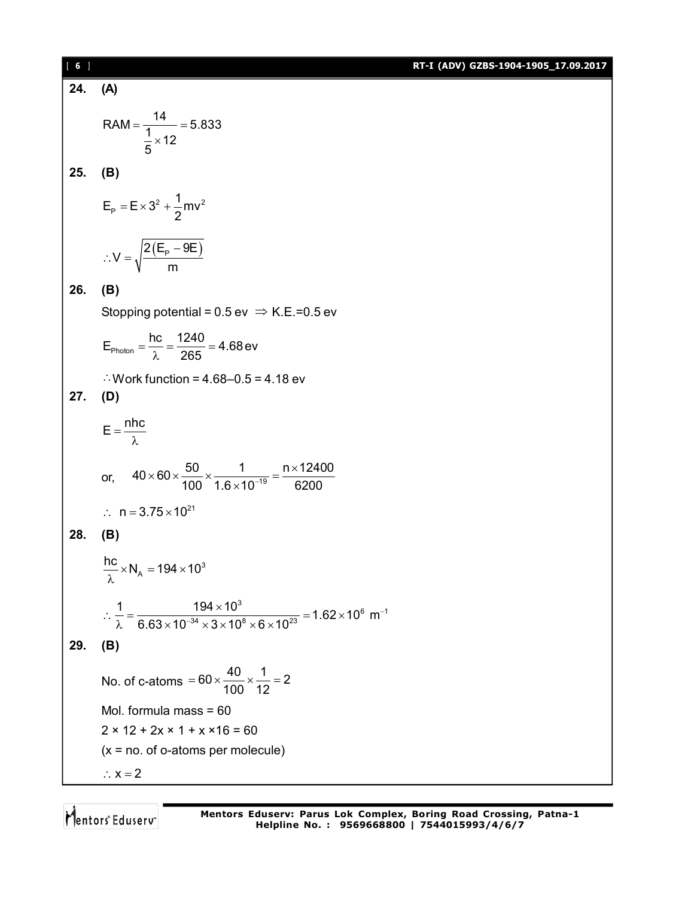**24. (A)**

$$RAM = \frac{14}{\frac{1}{5} \times 12} = 5.833$$

**25. (B)**

$$E_P = E \times 3^2 + \frac{1}{2}mv^2$$

$$\therefore V = \sqrt{\frac{2(E_P - 9E)}{m}}$$

**26. (B)**

Stopping potential = 0.5 ev $\Rightarrow$ K.E.=0.5 ev

$$E_{Photon} = \frac{hc}{\lambda} = \frac{1240}{265} = 4.68\,ev$$

$\therefore$ Work function = 4.68–0.5 = 4.18 ev

**27. (D)**

$$E = \frac{nhc}{\lambda}$$

or, $$40 \times 60 \times \frac{50}{100} \times \frac{1}{1.6 \times 10^{-19}} = \frac{n \times 12400}{6200}$$

$$\therefore \; n = 3.75 \times 10^{21}$$

**28. (B)**

$$\frac{hc}{\lambda} \times N_A = 194 \times 10^3$$

$$\therefore \frac{1}{\lambda} = \frac{194 \times 10^3}{6.63 \times 10^{-34} \times 3 \times 10^8 \times 6 \times 10^{23}} = 1.62 \times 10^6 \; m^{-1}$$

**29. (B)**

No. of c-atoms $= 60 \times \frac{40}{100} \times \frac{1}{12} = 2$

Mol. formula mass = 60

2 × 12 + 2x × 1 + x ×16 = 60

(x = no. of o-atoms per molecule)

$\therefore x = 2$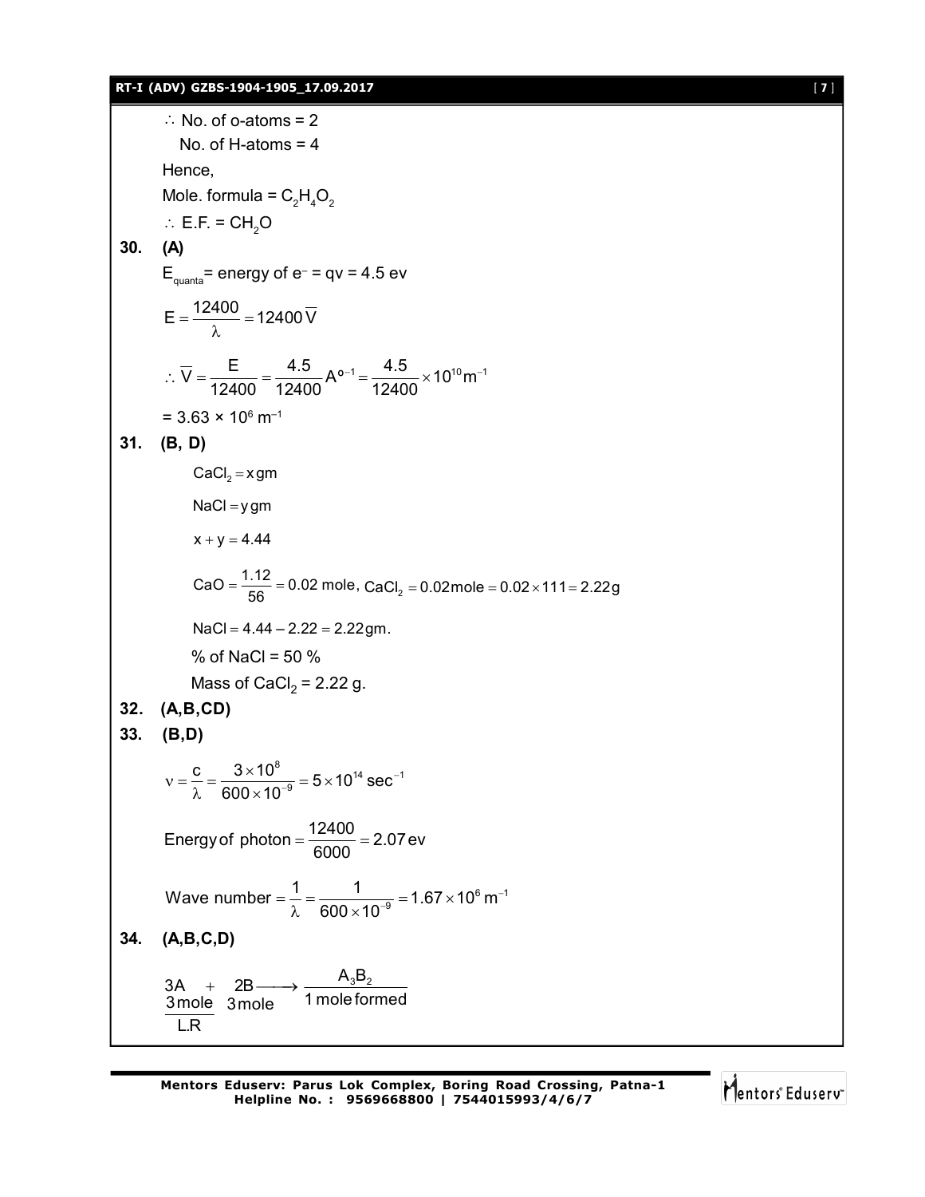$\therefore$ No. of o-atoms = 2

No. of H-atoms = 4

Hence,

Mole. formula = $C_2H_4O_2$

$\therefore$ E.F. = $CH_2O$

**30. (A)**

$E_{quanta}$ = energy of $e^-$ = qv = 4.5 ev

$$E = \frac{12400}{\lambda} = 12400\,\overline{V}$$

$$\therefore \overline{V} = \frac{E}{12400} = \frac{4.5}{12400}\,A^{o-1} = \frac{4.5}{12400} \times 10^{10} m^{-1}$$

= $3.63 \times 10^6$ $m^{-1}$

**31. (B, D)**

$CaCl_2 = x\,gm$

$NaCl = y\,gm$

$x + y = 4.44$

$CaO = \frac{1.12}{56} = 0.02$ mole, $CaCl_2 = 0.02\,mole = 0.02 \times 111 = 2.22\,g$

$NaCl = 4.44 - 2.22 = 2.22\,gm.$

% of NaCl = 50 %

Mass of $CaCl_2$ = 2.22 g.

**32. (A,B,CD)**

**33. (B,D)**

$$\nu = \frac{c}{\lambda} = \frac{3 \times 10^8}{600 \times 10^{-9}} = 5 \times 10^{14}\,sec^{-1}$$

$$\text{Energy of photon} = \frac{12400}{6000} = 2.07\,ev$$

$$\text{Wave number} = \frac{1}{\lambda} = \frac{1}{600 \times 10^{-9}} = 1.67 \times 10^6\,m^{-1}$$

**34. (A,B,C,D)**

$$\underset{\substack{3\,mole \\ L.R}}{3A} + \underset{3\,mole}{2B} \longrightarrow \underset{1\,mole\,formed}{A_3B_2}$$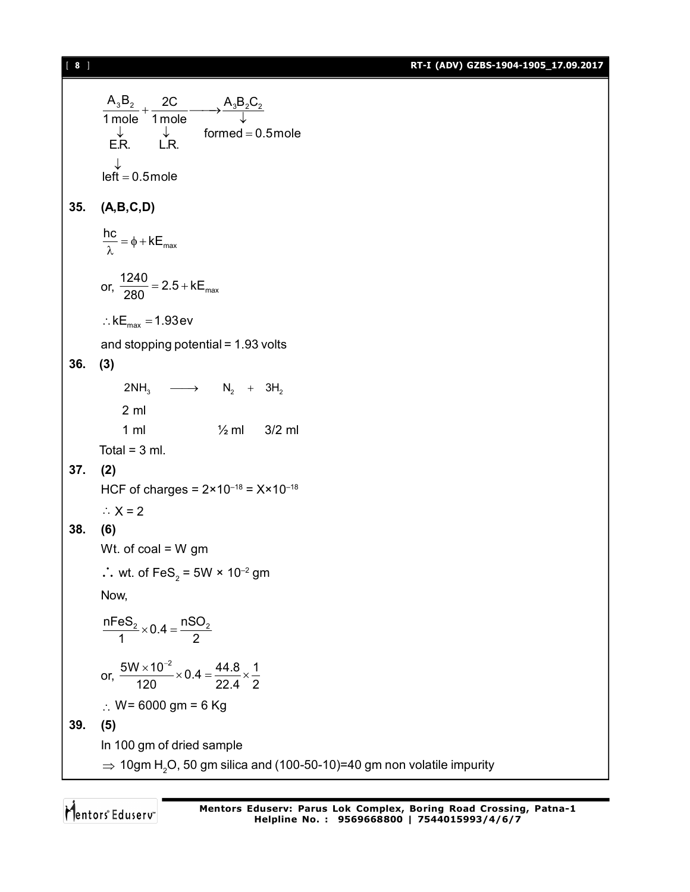$$\frac{A_3B_2}{1\,\text{mole}} + \frac{2C}{1\,\text{mole}} \longrightarrow A_3B_2C_2$$

$A_3B_2$ (1 mole) → E.R. → left $= 0.5$ mole

$2C$ (1 mole) → L.R.

$A_3B_2C_2$ → formed $= 0.5$ mole

**35. (A,B,C,D)**

$$\frac{hc}{\lambda} = \phi + kE_{max}$$

or, $\dfrac{1240}{280} = 2.5 + kE_{max}$

$\therefore kE_{max} = 1.93\,\text{ev}$

and stopping potential = 1.93 volts

**36. (3)**

$$2NH_3 \longrightarrow N_2 + 3H_2$$

2 ml

1 ml &nbsp;&nbsp;&nbsp;&nbsp; ½ ml &nbsp;&nbsp; 3/2 ml

Total = 3 ml.

**37. (2)**

HCF of charges = $2\times10^{-18} = X\times10^{-18}$

$\therefore X = 2$

**38. (6)**

Wt. of coal = W gm

$\therefore$ wt. of $FeS_2$ = $5W \times 10^{-2}$ gm

Now,

$$\frac{nFeS_2}{1} \times 0.4 = \frac{nSO_2}{2}$$

or, $\dfrac{5W \times 10^{-2}}{120} \times 0.4 = \dfrac{44.8}{22.4} \times \dfrac{1}{2}$

$\therefore$ W= 6000 gm = 6 Kg

**39. (5)**

In 100 gm of dried sample

$\Rightarrow$ 10gm $H_2O$, 50 gm silica and (100-50-10)=40 gm non volatile impurity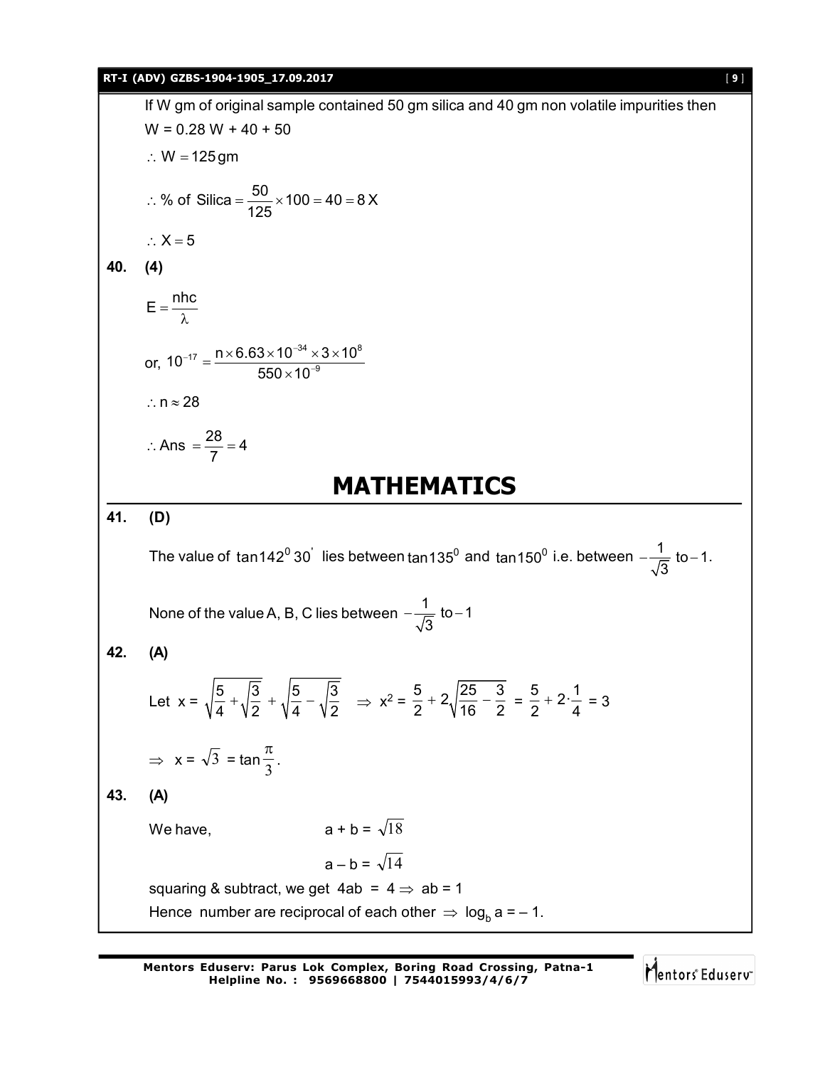If W gm of original sample contained 50 gm silica and 40 gm non volatile impurities then

W = 0.28 W + 40 + 50

$\therefore$ W = 125 gm

$\therefore$ % of Silica $= \frac{50}{125} \times 100 = 40 = 8\,X$

$\therefore X = 5$

**40. (4)**

$E = \frac{nhc}{\lambda}$

or, $10^{-17} = \frac{n \times 6.63 \times 10^{-34} \times 3 \times 10^{8}}{550 \times 10^{-9}}$

$\therefore n \approx 28$

$\therefore$ Ans $= \frac{28}{7} = 4$

# MATHEMATICS

**41. (D)**

The value of $\tan 142^0 30'$ lies between $\tan 135^0$ and $\tan 150^0$ i.e. between $-\frac{1}{\sqrt{3}}$ to $-1$.

None of the value A, B, C lies between $-\frac{1}{\sqrt{3}}$ to $-1$

**42. (A)**

Let x = $\sqrt{\frac{5}{4}+\sqrt{\frac{3}{2}}} + \sqrt{\frac{5}{4}-\sqrt{\frac{3}{2}}}$ $\Rightarrow$ $x^2 = \frac{5}{2} + 2\sqrt{\frac{25}{16}-\frac{3}{2}} = \frac{5}{2} + 2\cdot\frac{1}{4} = 3$

$\Rightarrow$ x = $\sqrt{3}$ = $\tan\frac{\pi}{3}$.

**43. (A)**

We have, $a + b = \sqrt{18}$

$a - b = \sqrt{14}$

squaring & subtract, we get $4ab = 4 \Rightarrow ab = 1$

Hence number are reciprocal of each other $\Rightarrow \log_b a = -1$.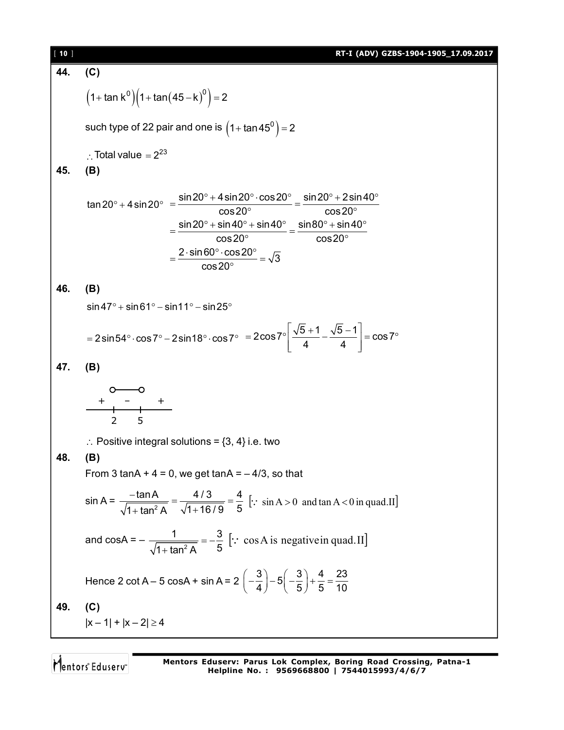**44. (C)**

$$\left(1+\tan k^0\right)\left(1+\tan(45-k)^0\right)=2$$

such type of 22 pair and one is $\left(1+\tan 45^0\right)=2$

$\therefore$ Total value $=2^{23}$

**45. (B)**

$$\tan 20^\circ + 4\sin 20^\circ = \frac{\sin 20^\circ + 4\sin 20^\circ \cdot \cos 20^\circ}{\cos 20^\circ} = \frac{\sin 20^\circ + 2\sin 40^\circ}{\cos 20^\circ}$$

$$= \frac{\sin 20^\circ + \sin 40^\circ + \sin 40^\circ}{\cos 20^\circ} = \frac{\sin 80^\circ + \sin 40^\circ}{\cos 20^\circ}$$

$$= \frac{2\cdot \sin 60^\circ \cdot \cos 20^\circ}{\cos 20^\circ} = \sqrt{3}$$

**46. (B)**

$$\sin 47^\circ + \sin 61^\circ - \sin 11^\circ - \sin 25^\circ$$

$$= 2\sin 54^\circ \cdot \cos 7^\circ - 2\sin 18^\circ \cdot \cos 7^\circ = 2\cos 7^\circ \left[\frac{\sqrt{5}+1}{4} - \frac{\sqrt{5}-1}{4}\right] = \cos 7^\circ$$

**47. (B)**

Sign scheme on the number line: $+$ for $x<2$, $-$ for $2<x<5$, $+$ for $x>5$ (open circles at 2 and 5).

$\therefore$ Positive integral solutions = {3, 4} i.e. two

**48. (B)**

From 3 tanA + 4 = 0, we get tanA = – 4/3, so that

$$\sin A = \frac{-\tan A}{\sqrt{1+\tan^2 A}} = \frac{4/3}{\sqrt{1+16/9}} = \frac{4}{5} \quad [\because \sin A > 0 \text{ and } \tan A < 0 \text{ in quad.II}]$$

$$\text{and } \cos A = -\frac{1}{\sqrt{1+\tan^2 A}} = -\frac{3}{5} \quad [\because \cos A \text{ is negative in quad.II}]$$

$$\text{Hence } 2\cot A - 5\cos A + \sin A = 2\left(-\frac{3}{4}\right) - 5\left(-\frac{3}{5}\right) + \frac{4}{5} = \frac{23}{10}$$

**49. (C)**

$|x-1| + |x-2| \geq 4$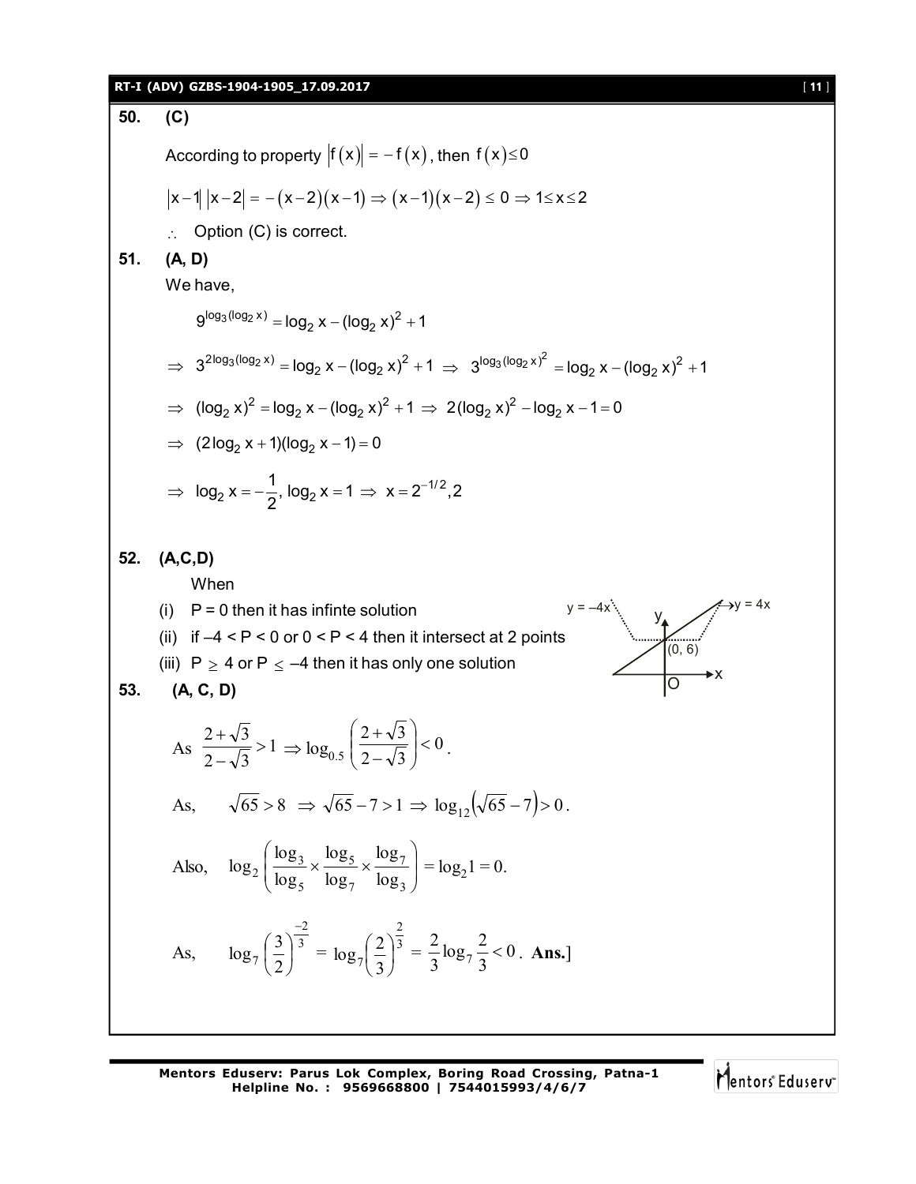**50. (C)**

According to property $|f(x)| = -f(x)$, then $f(x) \le 0$

$|x-1||x-2| = -(x-2)(x-1) \Rightarrow (x-1)(x-2) \le 0 \Rightarrow 1 \le x \le 2$

$\therefore$ Option (C) is correct.

**51. (A, D)**

We have,

$$9^{\log_3(\log_2 x)} = \log_2 x - (\log_2 x)^2 + 1$$

$$\Rightarrow \; 3^{2\log_3(\log_2 x)} = \log_2 x - (\log_2 x)^2 + 1 \;\Rightarrow\; 3^{\log_3(\log_2 x)^2} = \log_2 x - (\log_2 x)^2 + 1$$

$$\Rightarrow \; (\log_2 x)^2 = \log_2 x - (\log_2 x)^2 + 1 \;\Rightarrow\; 2(\log_2 x)^2 - \log_2 x - 1 = 0$$

$$\Rightarrow \; (2\log_2 x + 1)(\log_2 x - 1) = 0$$

$$\Rightarrow \; \log_2 x = -\frac{1}{2},\ \log_2 x = 1 \;\Rightarrow\; x = 2^{-1/2}, 2$$

**52. (A,C,D)**

When

(i) P = 0 then it has infinte solution

(ii) if –4 < P < 0 or 0 < P < 4 then it intersect at 2 points

(iii) $P \ge 4$ or $P \le -4$ then it has only one solution

[Figure: graph with lines $y = -4x$ and $y = 4x$, point (0, 6), axes x, y, origin O]

**53. (A, C, D)**

As $\dfrac{2+\sqrt{3}}{2-\sqrt{3}} > 1 \Rightarrow \log_{0.5}\left(\dfrac{2+\sqrt{3}}{2-\sqrt{3}}\right) < 0$.

As, $\sqrt{65} > 8 \;\Rightarrow\; \sqrt{65} - 7 > 1 \Rightarrow \log_{12}\left(\sqrt{65}-7\right) > 0$.

Also, $\log_2\left(\dfrac{\log_3}{\log_5} \times \dfrac{\log_5}{\log_7} \times \dfrac{\log_7}{\log_3}\right) = \log_2 1 = 0.$

As, $\log_7\left(\dfrac{3}{2}\right)^{\frac{-2}{3}} = \log_7\left(\dfrac{2}{3}\right)^{\frac{2}{3}} = \dfrac{2}{3}\log_7\dfrac{2}{3} < 0$. **Ans.**]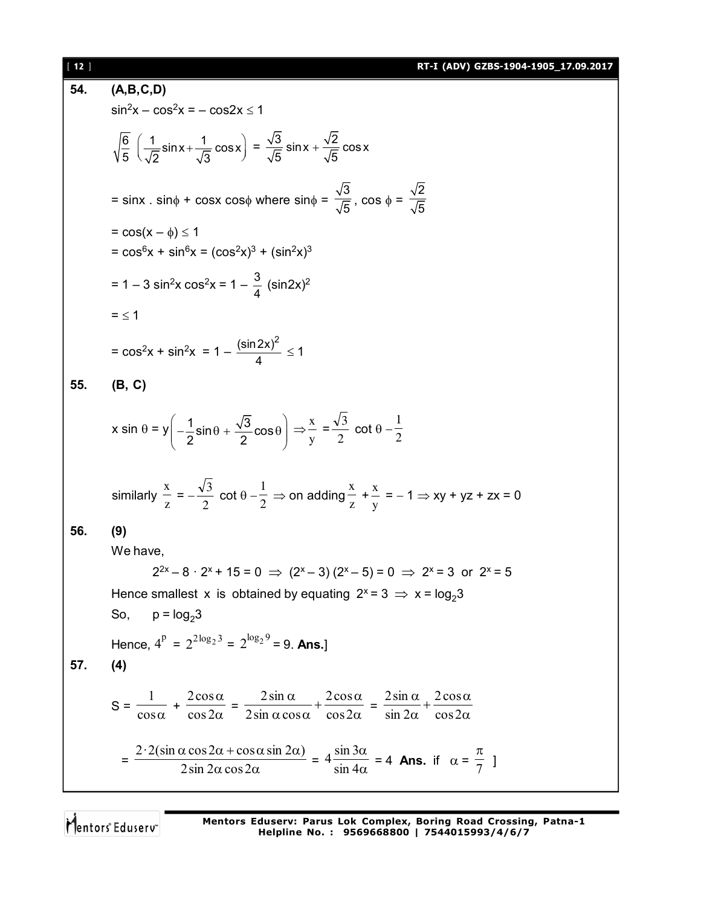**54. (A,B,C,D)**

$\sin^2 x - \cos^2 x = -\cos 2x \le 1$

$\sqrt{\frac{6}{5}}\left(\frac{1}{\sqrt{2}}\sin x + \frac{1}{\sqrt{3}}\cos x\right) = \frac{\sqrt{3}}{\sqrt{5}}\sin x + \frac{\sqrt{2}}{\sqrt{5}}\cos x$

$= \sin x \cdot \sin\phi + \cos x \cos\phi$ where $\sin\phi = \frac{\sqrt{3}}{\sqrt{5}}$, $\cos\phi = \frac{\sqrt{2}}{\sqrt{5}}$

$= \cos(x - \phi) \le 1$

$= \cos^6 x + \sin^6 x = (\cos^2 x)^3 + (\sin^2 x)^3$

$= 1 - 3\sin^2 x\cos^2 x = 1 - \frac{3}{4}(\sin 2x)^2$

$= \le 1$

$= \cos^2 x + \sin^2 x = 1 - \frac{(\sin 2x)^2}{4} \le 1$

**55. (B, C)**

$x \sin\theta = y\left(-\frac{1}{2}\sin\theta + \frac{\sqrt{3}}{2}\cos\theta\right) \Rightarrow \frac{x}{y} = \frac{\sqrt{3}}{2}\cot\theta - \frac{1}{2}$

similarly $\frac{x}{z} = -\frac{\sqrt{3}}{2}\cot\theta - \frac{1}{2} \Rightarrow$ on adding $\frac{x}{z} + \frac{x}{y} = -1 \Rightarrow xy + yz + zx = 0$

**56. (9)**

We have,

$2^{2x} - 8 \cdot 2^x + 15 = 0 \Rightarrow (2^x - 3)(2^x - 5) = 0 \Rightarrow 2^x = 3$ or $2^x = 5$

Hence smallest x is obtained by equating $2^x = 3 \Rightarrow x = \log_2 3$

So, $p = \log_2 3$

Hence, $4^p = 2^{2\log_2 3} = 2^{\log_2 9} = 9$. **Ans.**]

**57. (4)**

$S = \frac{1}{\cos\alpha} + \frac{2\cos\alpha}{\cos 2\alpha} = \frac{2\sin\alpha}{2\sin\alpha\cos\alpha} + \frac{2\cos\alpha}{\cos 2\alpha} = \frac{2\sin\alpha}{\sin 2\alpha} + \frac{2\cos\alpha}{\cos 2\alpha}$

$= \frac{2\cdot 2(\sin\alpha\cos 2\alpha + \cos\alpha\sin 2\alpha)}{2\sin 2\alpha\cos 2\alpha} = 4\frac{\sin 3\alpha}{\sin 4\alpha} = 4$ **Ans.** if $\alpha = \frac{\pi}{7}$ ]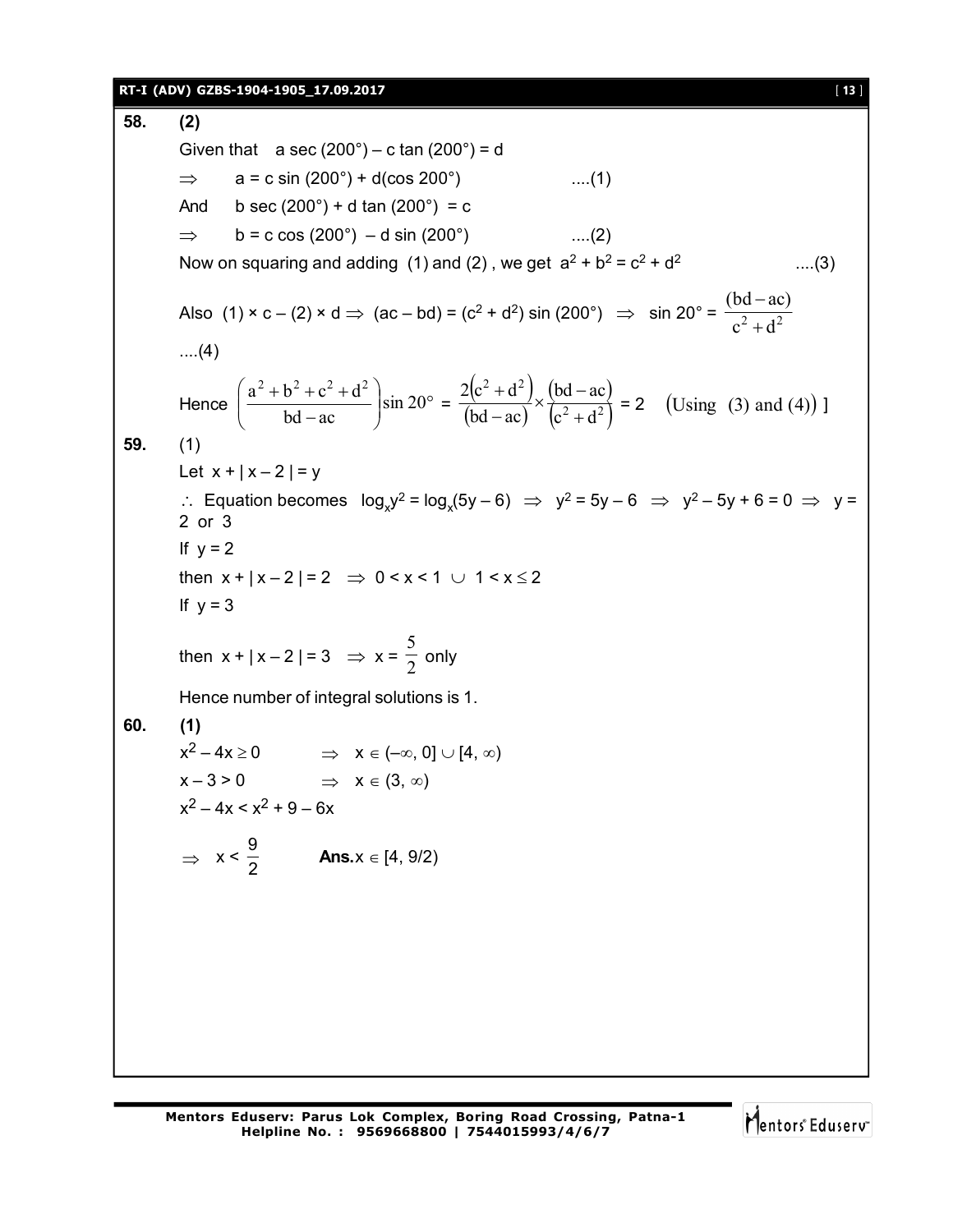**58.** **(2)**

Given that $a \sec(200°) - c \tan(200°) = d$

$\Rightarrow \quad a = c \sin(200°) + d(\cos 200°) \quad$ ....(1)

And $\quad b \sec(200°) + d \tan(200°) = c$

$\Rightarrow \quad b = c \cos(200°) - d \sin(200°) \quad$ ....(2)

Now on squaring and adding (1) and (2), we get $a^2 + b^2 = c^2 + d^2$ ....(3)

Also (1) × c – (2) × d $\Rightarrow$ $(ac - bd) = (c^2 + d^2)\sin(200°)$ $\Rightarrow$ $\sin 20° = \dfrac{(bd - ac)}{c^2 + d^2}$ ....(4)

Hence $\left(\dfrac{a^2 + b^2 + c^2 + d^2}{bd - ac}\right)\sin 20° = \dfrac{2(c^2 + d^2)}{(bd - ac)} \times \dfrac{(bd - ac)}{(c^2 + d^2)} = 2$ (Using (3) and (4)) ]

**59.** (1)

Let $x + |x - 2| = y$

$\therefore$ Equation becomes $\log_x y^2 = \log_x(5y - 6)$ $\Rightarrow$ $y^2 = 5y - 6$ $\Rightarrow$ $y^2 - 5y + 6 = 0$ $\Rightarrow$ $y = 2$ or $3$

If $y = 2$

then $x + |x - 2| = 2$ $\Rightarrow$ $0 < x < 1 \cup 1 < x \leq 2$

If $y = 3$

then $x + |x - 2| = 3$ $\Rightarrow$ $x = \dfrac{5}{2}$ only

Hence number of integral solutions is 1.

**60.** **(1)**

$x^2 - 4x \geq 0 \qquad \Rightarrow \quad x \in (-\infty, 0] \cup [4, \infty)$

$x - 3 > 0 \qquad \Rightarrow \quad x \in (3, \infty)$

$x^2 - 4x < x^2 + 9 - 6x$

$\Rightarrow \quad x < \dfrac{9}{2} \qquad$ **Ans.** $x \in [4, 9/2)$